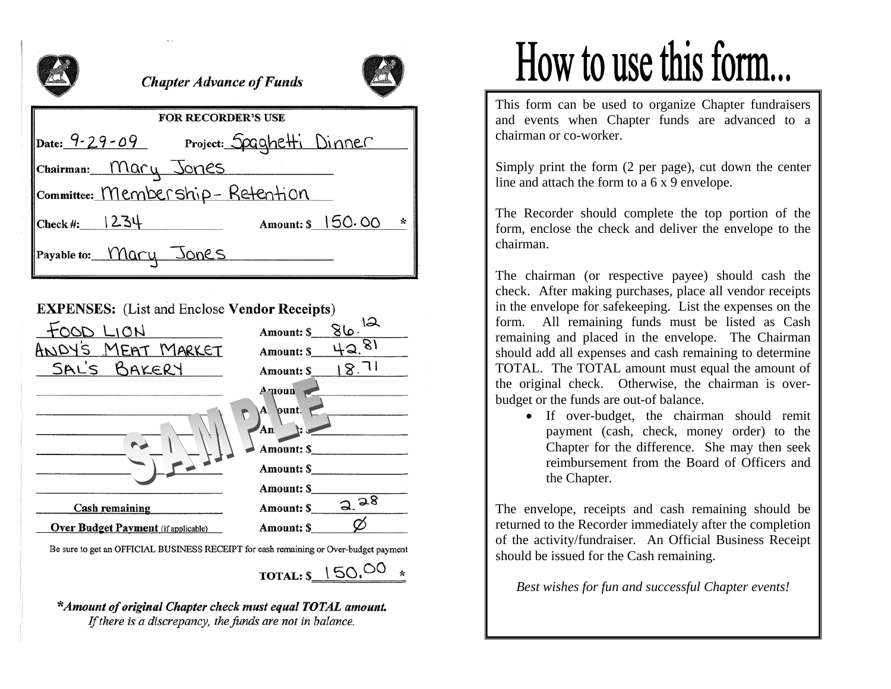## Chapter Advance of Funds

**FOR RECORDER'S USE**

Date: 9-29-09 Project: Spaghetti Dinner

Chairman: Mary Jones

Committee: Membership- Retention

Check #: 1234 Amount: $ 150.00 *

Payable to: Mary Jones

**EXPENSES:** (List and Enclose **Vendor Receipts**)

| Vendor | Amount |
|---|---|
| FOOD LION | Amount: $ 86.12 |
| ANDY'S MEAT MARKET | Amount: $ 42.81 |
| SAL'S BAKERY | Amount: $ 18.71 |
| | Amount: $ |
| | Amount: $ |
| | Amount: $ |
| | Amount: $ |
| | Amount: $ |
| | Amount: $ |
| **Cash remaining** | Amount: $ 2.28 |
| **Over Budget Payment** (if applicable) | Amount: $ Ø |

SAMPLE

Be sure to get an OFFICIAL BUSINESS RECEIPT for cash remaining or Over-budget payment

**TOTAL: $** 150.00 *

***Amount of original Chapter check must equal TOTAL amount.***
*If there is a discrepancy, the funds are not in balance.*

# How to use this form...

This form can be used to organize Chapter fundraisers and events when Chapter funds are advanced to a chairman or co-worker.

Simply print the form (2 per page), cut down the center line and attach the form to a 6 x 9 envelope.

The Recorder should complete the top portion of the form, enclose the check and deliver the envelope to the chairman.

The chairman (or respective payee) should cash the check. After making purchases, place all vendor receipts in the envelope for safekeeping. List the expenses on the form. All remaining funds must be listed as Cash remaining and placed in the envelope. The Chairman should add all expenses and cash remaining to determine TOTAL. The TOTAL amount must equal the amount of the original check. Otherwise, the chairman is over-budget or the funds are out-of balance.

- If over-budget, the chairman should remit payment (cash, check, money order) to the Chapter for the difference. She may then seek reimbursement from the Board of Officers and the Chapter.

The envelope, receipts and cash remaining should be returned to the Recorder immediately after the completion of the activity/fundraiser. An Official Business Receipt should be issued for the Cash remaining.

*Best wishes for fun and successful Chapter events!*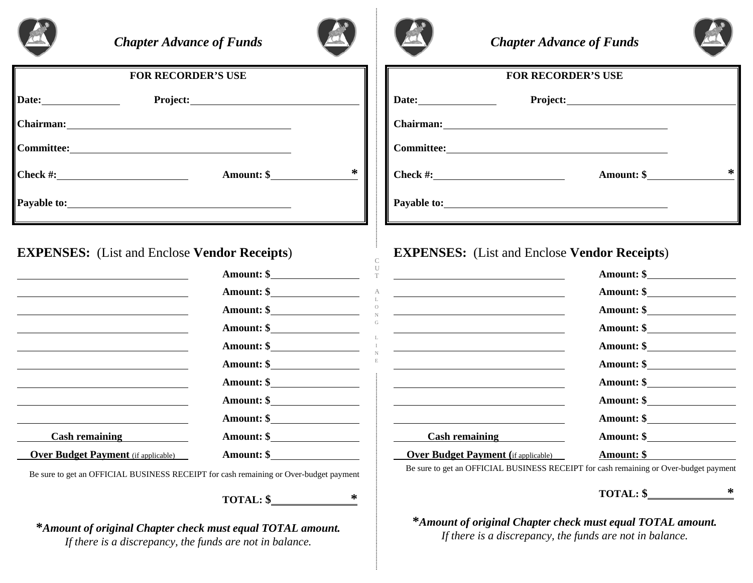## *Chapter Advance of Funds*

**FOR RECORDER'S USE**

**Date:**_______________ **Project:**_______________________________

**Chairman:**_________________________________________

**Committee:**_________________________________________

**Check #:**________________________ **Amount: $**_______________*

**Payable to:**_________________________________________

**EXPENSES:** (List and Enclose **Vendor Receipts**)

| | |
|---|---|
| ______________________________ | **Amount: $**_______________ |
| ______________________________ | **Amount: $**_______________ |
| ______________________________ | **Amount: $**_______________ |
| ______________________________ | **Amount: $**_______________ |
| ______________________________ | **Amount: $**_______________ |
| ______________________________ | **Amount: $**_______________ |
| ______________________________ | **Amount: $**_______________ |
| ______________________________ | **Amount: $**_______________ |
| ______________________________ | **Amount: $**_______________ |
| **Cash remaining** | **Amount: $**_______________ |
| **Over Budget Payment** (if applicable) | **Amount: $**_______________ |

Be sure to get an OFFICIAL BUSINESS RECEIPT for cash remaining or Over-budget payment

**TOTAL: $**_______________*

***Amount of original Chapter check must equal TOTAL amount.***
*If there is a discrepancy, the funds are not in balance.*

CUT ALONG LINE

## *Chapter Advance of Funds*

**FOR RECORDER'S USE**

**Date:**_______________ **Project:**_______________________________

**Chairman:**_________________________________________

**Committee:**_________________________________________

**Check #:**________________________ **Amount: $**_______________*

**Payable to:**_________________________________________

**EXPENSES:** (List and Enclose **Vendor Receipts**)

| | |
|---|---|
| ______________________________ | **Amount: $**_______________ |
| ______________________________ | **Amount: $**_______________ |
| ______________________________ | **Amount: $**_______________ |
| ______________________________ | **Amount: $**_______________ |
| ______________________________ | **Amount: $**_______________ |
| ______________________________ | **Amount: $**_______________ |
| ______________________________ | **Amount: $**_______________ |
| ______________________________ | **Amount: $**_______________ |
| ______________________________ | **Amount: $**_______________ |
| **Cash remaining** | **Amount: $**_______________ |
| **Over Budget Payment (**if applicable) | **Amount: $**_______________ |

Be sure to get an OFFICIAL BUSINESS RECEIPT for cash remaining or Over-budget payment

**TOTAL: $**_______________*

***Amount of original Chapter check must equal TOTAL amount.***
*If there is a discrepancy, the funds are not in balance.*